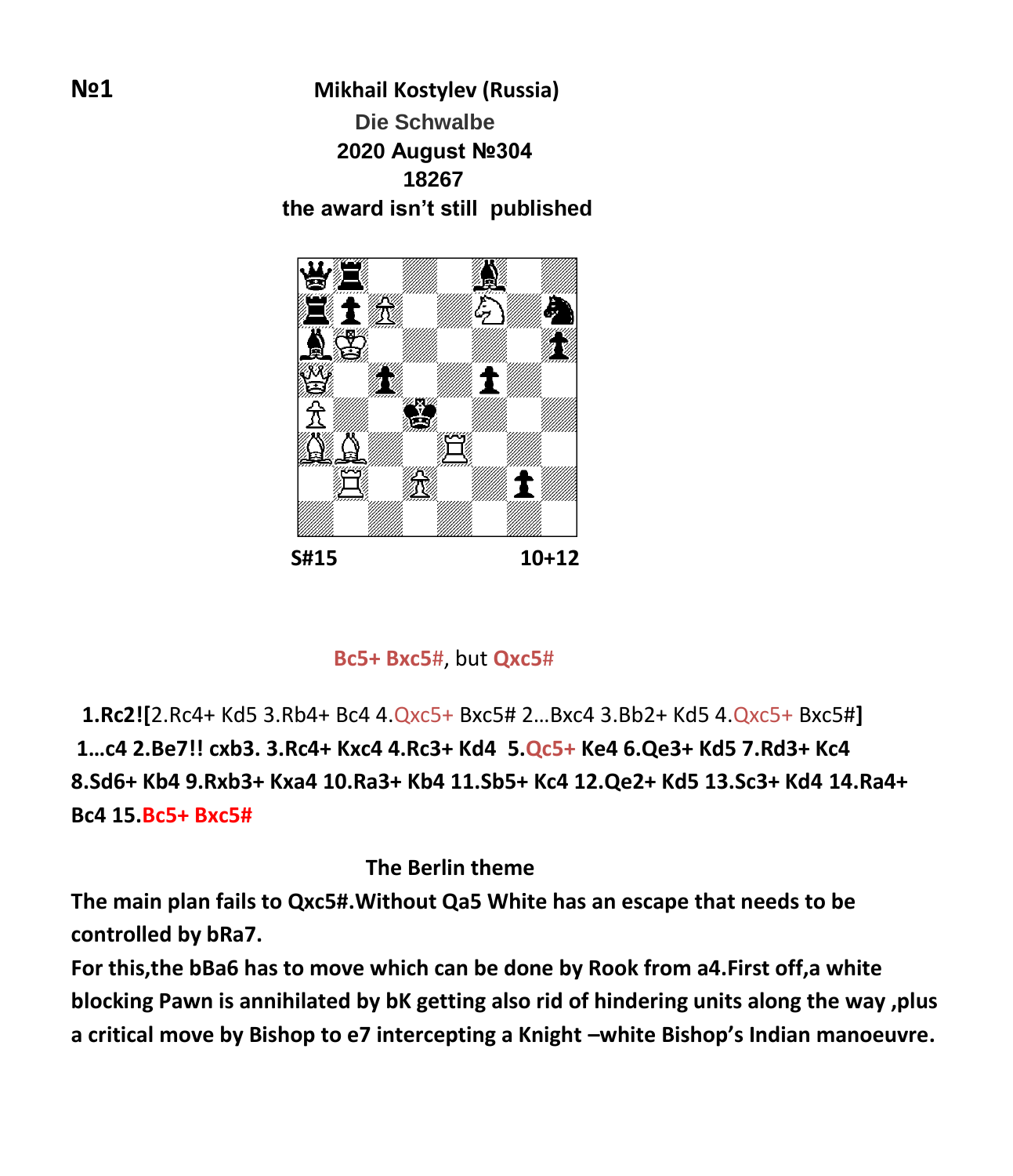**№1**

**Mikhail Kostylev (Russia)**

**Die Schwalbe**

**2020 August №304**

**18267**

**the award isn't still published**

**S#15** **10+12**

**Bc5+ Bxc5#**, but **Qxc5#**

**1.Rc2![**2.Rc4+ Kd5 3.Rb4+ Bc4 4.Qxc5+ Bxc5# 2...Bxc4 3.Bb2+ Kd5 4.Qxc5+ Bxc5#**]**
**1...c4 2.Be7!! cxb3. 3.Rc4+ Kxc4 4.Rc3+ Kd4 5.Qc5+ Ke4 6.Qe3+ Kd5 7.Rd3+ Kc4 8.Sd6+ Kb4 9.Rxb3+ Kxa4 10.Ra3+ Kb4 11.Sb5+ Kc4 12.Qe2+ Kd5 13.Sc3+ Kd4 14.Ra4+ Bc4 15.Bc5+ Bxc5#**

**The Berlin theme**

**The main plan fails to Qxc5#.Without Qa5 White has an escape that needs to be controlled by bRa7.**
**For this,the bBa6 has to move which can be done by Rook from a4.First off,a white blocking Pawn is annihilated by bK getting also rid of hindering units along the way ,plus a critical move by Bishop to e7 intercepting a Knight –white Bishop's Indian manoeuvre.**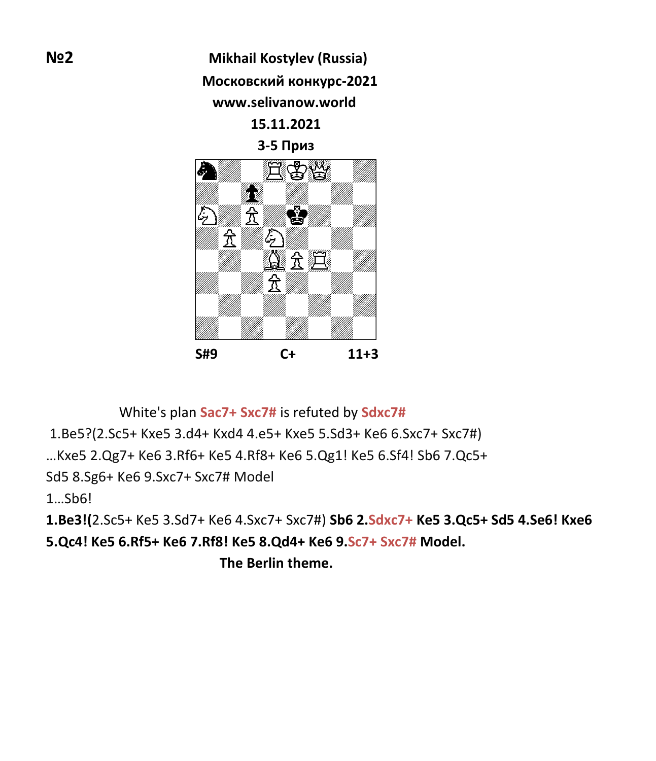**№2**

**Mikhail Kostylev (Russia)**

**Московский конкурс-2021**

**www.selivanow.world**

**15.11.2021**

**3-5 Приз**

**S#9** **C+** **11+3**

White's plan **Sac7+ Sxc7#** is refuted by **Sdxc7#**

1.Be5?(2.Sc5+ Kxe5 3.d4+ Kxd4 4.e5+ Kxe5 5.Sd3+ Ke6 6.Sxc7+ Sxc7#)

...Kxe5 2.Qg7+ Ke6 3.Rf6+ Ke5 4.Rf8+ Ke6 5.Qg1! Ke5 6.Sf4! Sb6 7.Qc5+ Sd5 8.Sg6+ Ke6 9.Sxc7+ Sxc7# Model

1...Sb6!

**1.Be3!(**2.Sc5+ Ke5 3.Sd7+ Ke6 4.Sxc7+ Sxc7#) **Sb6 2.Sdxc7+ Ke5 3.Qc5+ Sd5 4.Se6! Kxe6 5.Qc4! Ke5 6.Rf5+ Ke6 7.Rf8! Ke5 8.Qd4+ Ke6 9.Sc7+ Sxc7# Model.**

**The Berlin theme.**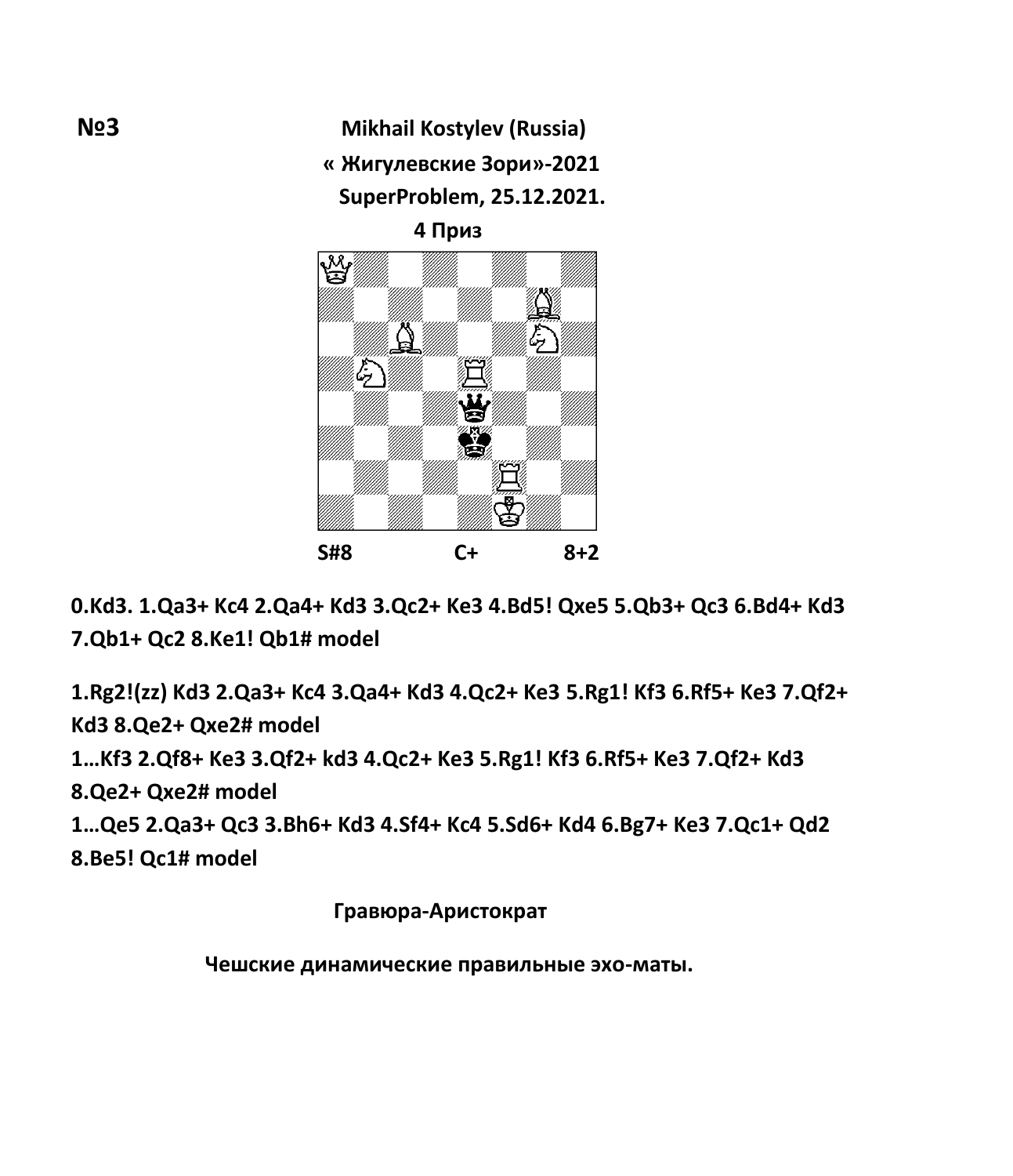**№3**

**Mikhail Kostylev (Russia)**

**« Жигулевские Зори»-2021**

**SuperProblem, 25.12.2021.**

**4 Приз**

**S#8 C+ 8+2**

**0.Kd3. 1.Qa3+ Kc4 2.Qa4+ Kd3 3.Qc2+ Ke3 4.Bd5! Qxe5 5.Qb3+ Qc3 6.Bd4+ Kd3 7.Qb1+ Qc2 8.Ke1! Qb1# model**

**1.Rg2!(zz) Kd3 2.Qa3+ Kc4 3.Qa4+ Kd3 4.Qc2+ Ke3 5.Rg1! Kf3 6.Rf5+ Ke3 7.Qf2+ Kd3 8.Qe2+ Qxe2# model**

**1…Kf3 2.Qf8+ Ke3 3.Qf2+ kd3 4.Qc2+ Ke3 5.Rg1! Kf3 6.Rf5+ Ke3 7.Qf2+ Kd3 8.Qe2+ Qxe2# model**

**1…Qe5 2.Qa3+ Qc3 3.Bh6+ Kd3 4.Sf4+ Kc4 5.Sd6+ Kd4 6.Bg7+ Ke3 7.Qc1+ Qd2 8.Be5! Qc1# model**

**Гравюра-Аристократ**

**Чешские динамические правильные эхо-маты.**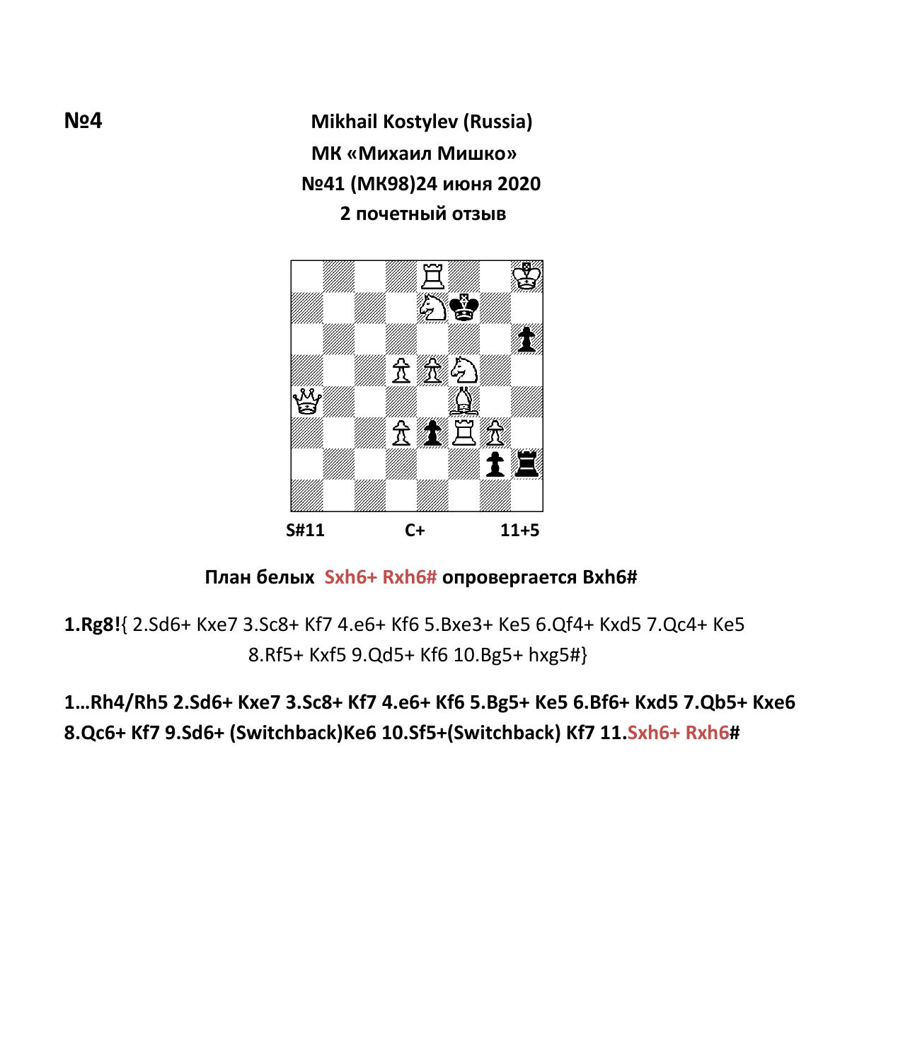**№4**

**Mikhail Kostylev (Russia)**

**МК «Михаил Мишко»**

**№41 (МК98)24 июня 2020**

**2 почетный отзыв**

**S#11** **C+** **11+5**

**План белых Sxh6+ Rxh6# опровергается Bxh6#**

**1.Rg8!**{ 2.Sd6+ Kxe7 3.Sc8+ Kf7 4.e6+ Kf6 5.Bxe3+ Ke5 6.Qf4+ Kxd5 7.Qc4+ Ke5 8.Rf5+ Kxf5 9.Qd5+ Kf6 10.Bg5+ hxg5#}

**1…Rh4/Rh5 2.Sd6+ Kxe7 3.Sc8+ Kf7 4.e6+ Kf6 5.Bg5+ Ke5 6.Bf6+ Kxd5 7.Qb5+ Kxe6 8.Qc6+ Kf7 9.Sd6+ (Switchback)Ke6 10.Sf5+(Switchback) Kf7 11.Sxh6+ Rxh6#**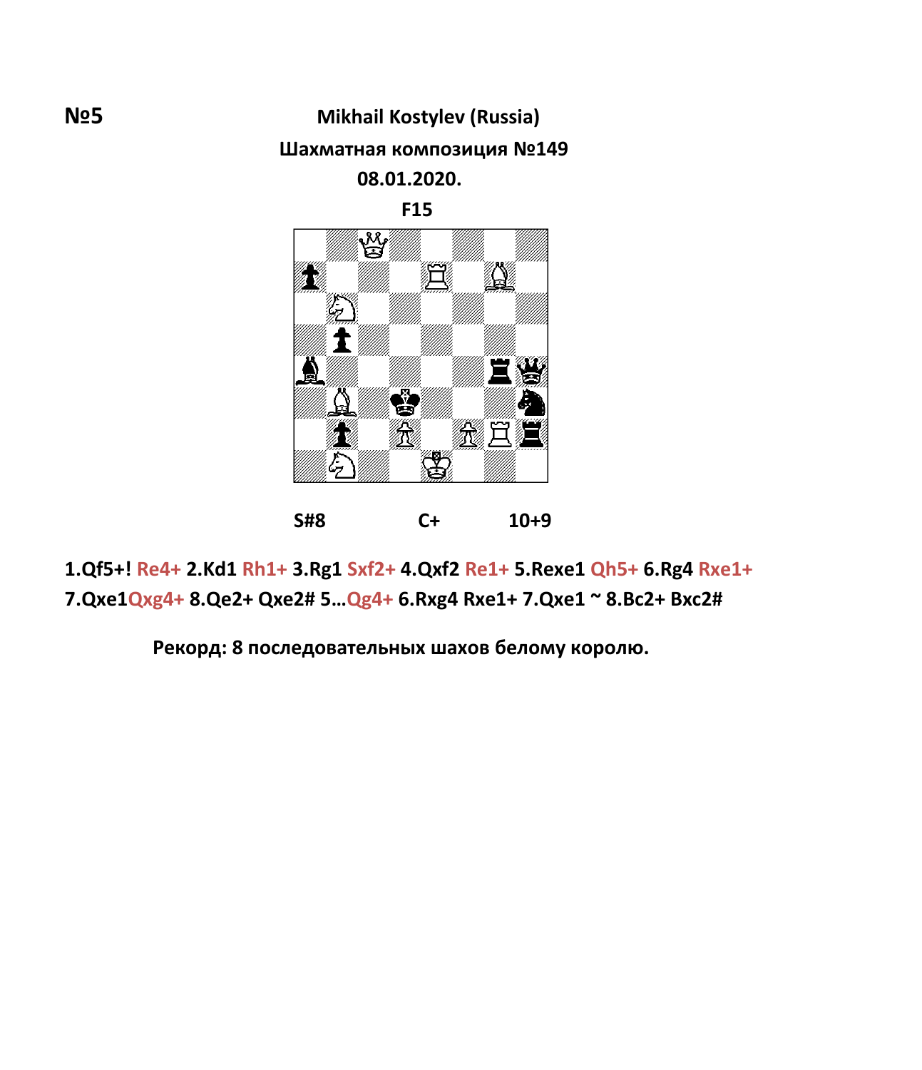**№5**

**Mikhail Kostylev (Russia)**

**Шахматная композиция №149**

**08.01.2020.**

**F15**

**S#8 C+ 10+9**

**1.Qf5+! Re4+ 2.Kd1 Rh1+ 3.Rg1 Sxf2+ 4.Qxf2 Re1+ 5.Rexe1 Qh5+ 6.Rg4 Rxe1+ 7.Qxe1Qxg4+ 8.Qe2+ Qxe2# 5…Qg4+ 6.Rxg4 Rxe1+ 7.Qxe1 ~ 8.Bc2+ Bxc2#**

**Рекорд: 8 последовательных шахов белому королю.**